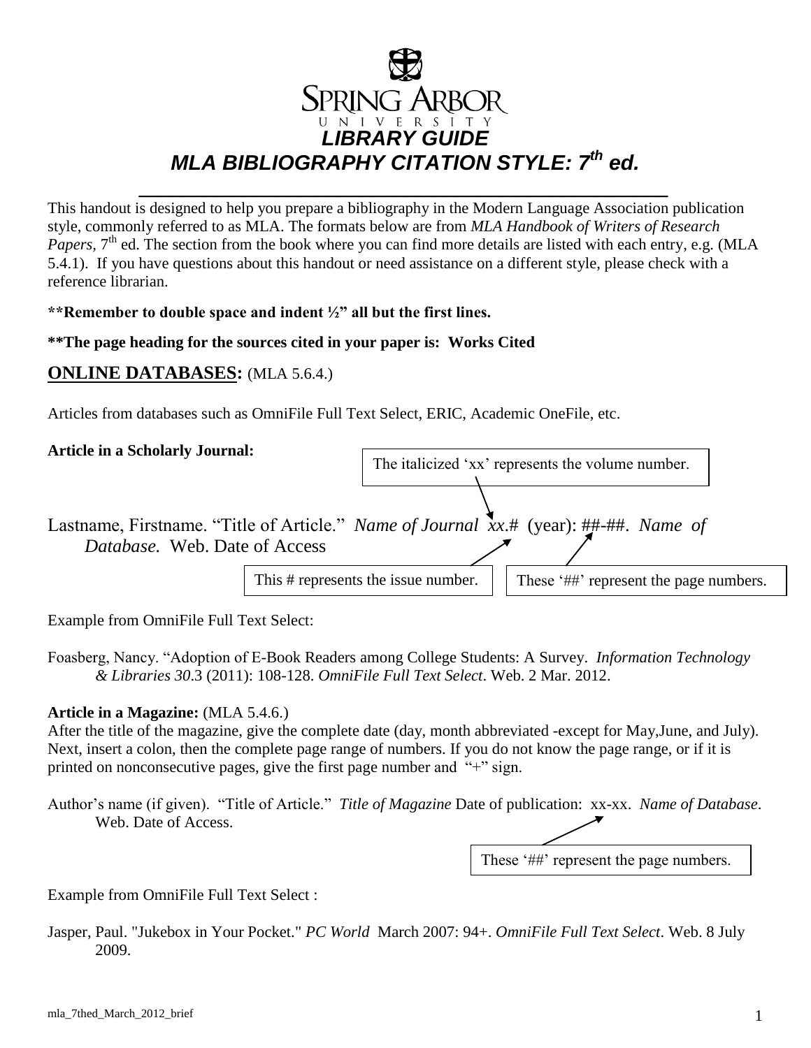# SPRING ARBOR UNIVERSITY

## *LIBRARY GUIDE*

## *MLA BIBLIOGRAPHY CITATION STYLE: 7th ed.*

This handout is designed to help you prepare a bibliography in the Modern Language Association publication style, commonly referred to as MLA. The formats below are from *MLA Handbook of Writers of Research Papers,* 7th ed. The section from the book where you can find more details are listed with each entry, e.g. (MLA 5.4.1). If you have questions about this handout or need assistance on a different style, please check with a reference librarian.

**\*\*Remember to double space and indent ½" all but the first lines.**

**\*\*The page heading for the sources cited in your paper is: Works Cited**

## **ONLINE DATABASES:** (MLA 5.6.4.)

Articles from databases such as OmniFile Full Text Select, ERIC, Academic OneFile, etc.

**Article in a Scholarly Journal:**

The italicized 'xx' represents the volume number.

Lastname, Firstname. "Title of Article." *Name of Journal xx*.# (year): ##-##. *Name of Database.* Web. Date of Access

This # represents the issue number.

These '##' represent the page numbers.

Example from OmniFile Full Text Select:

Foasberg, Nancy. "Adoption of E-Book Readers among College Students: A Survey. *Information Technology & Libraries 30*.3 (2011): 108-128. *OmniFile Full Text Select*. Web. 2 Mar. 2012.

**Article in a Magazine:** (MLA 5.4.6.)

After the title of the magazine, give the complete date (day, month abbreviated -except for May,June, and July). Next, insert a colon, then the complete page range of numbers. If you do not know the page range, or if it is printed on nonconsecutive pages, give the first page number and "+" sign.

Author's name (if given). "Title of Article." *Title of Magazine* Date of publication: xx-xx. *Name of Database*. Web. Date of Access.

These '##' represent the page numbers.

Example from OmniFile Full Text Select :

Jasper, Paul. "Jukebox in Your Pocket." *PC World* March 2007: 94+. *OmniFile Full Text Select*. Web. 8 July 2009.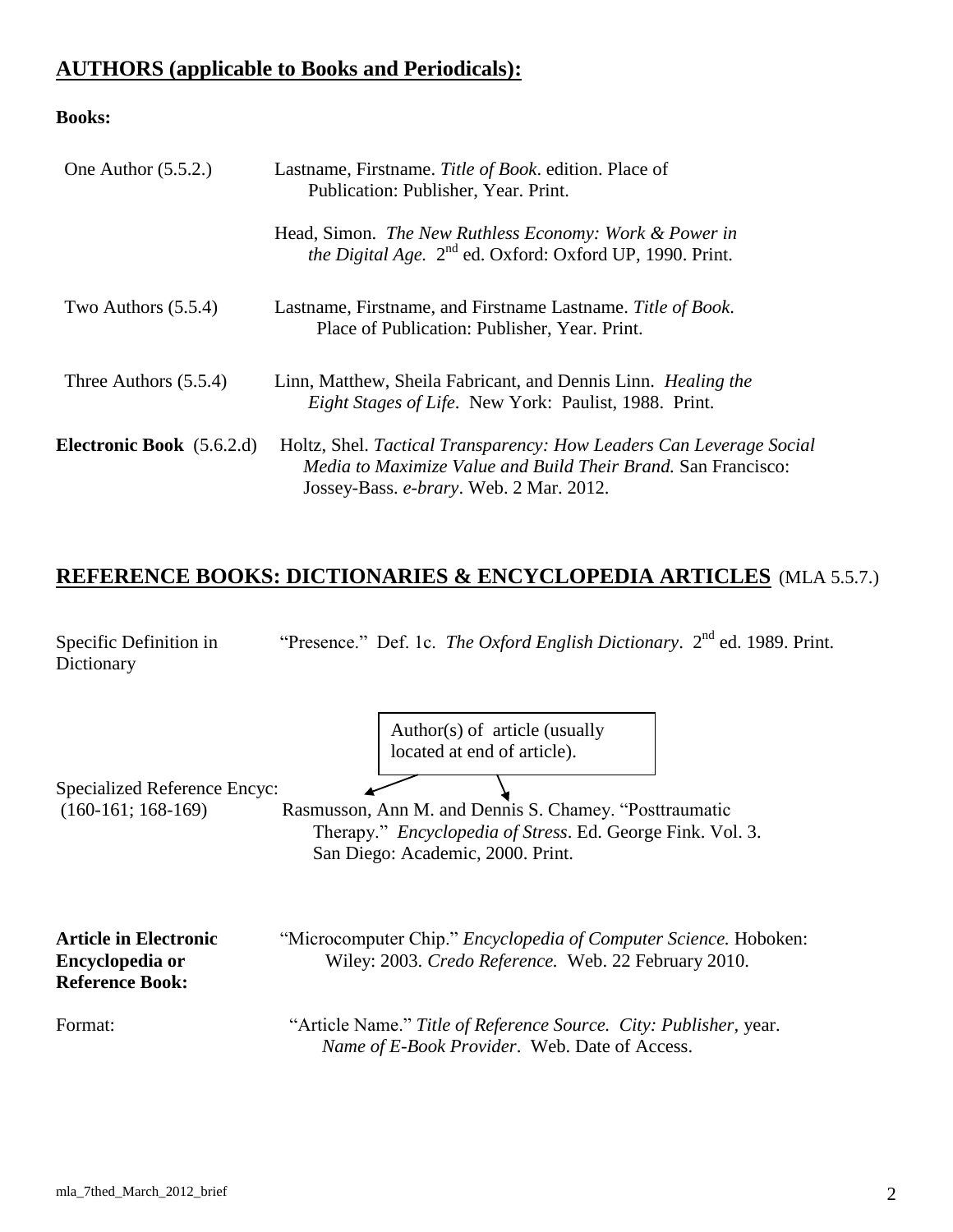## AUTHORS (applicable to Books and Periodicals):

**Books:**

| | |
|---|---|
| One Author (5.5.2.) | Lastname, Firstname. *Title of Book*. edition. Place of Publication: Publisher, Year. Print. |
| | Head, Simon. *The New Ruthless Economy: Work & Power in the Digital Age.* 2nd ed. Oxford: Oxford UP, 1990. Print. |
| Two Authors (5.5.4) | Lastname, Firstname, and Firstname Lastname. *Title of Book*. Place of Publication: Publisher, Year. Print. |
| Three Authors (5.5.4) | Linn, Matthew, Sheila Fabricant, and Dennis Linn. *Healing the Eight Stages of Life*. New York: Paulist, 1988. Print. |
| **Electronic Book** (5.6.2.d) | Holtz, Shel. *Tactical Transparency: How Leaders Can Leverage Social Media to Maximize Value and Build Their Brand.* San Francisco: Jossey-Bass. *e-brary*. Web. 2 Mar. 2012. |

## REFERENCE BOOKS: DICTIONARIES & ENCYCLOPEDIA ARTICLES (MLA 5.5.7.)

| | |
|---|---|
| Specific Definition in Dictionary | "Presence." Def. 1c. *The Oxford English Dictionary*. 2nd ed. 1989. Print. |
| Specialized Reference Encyc: (160-161; 168-169) | Rasmusson, Ann M. and Dennis S. Chamey. "Posttraumatic Therapy." *Encyclopedia of Stress*. Ed. George Fink. Vol. 3. San Diego: Academic, 2000. Print. |
| **Article in Electronic Encyclopedia or Reference Book:** | "Microcomputer Chip." *Encyclopedia of Computer Science.* Hoboken: Wiley: 2003. *Credo Reference.* Web. 22 February 2010. |
| Format: | "Article Name." *Title of Reference Source. City: Publisher*, year. *Name of E-Book Provider*. Web. Date of Access. |

Author(s) of article (usually located at end of article).

mla_7thed_March_2012_brief